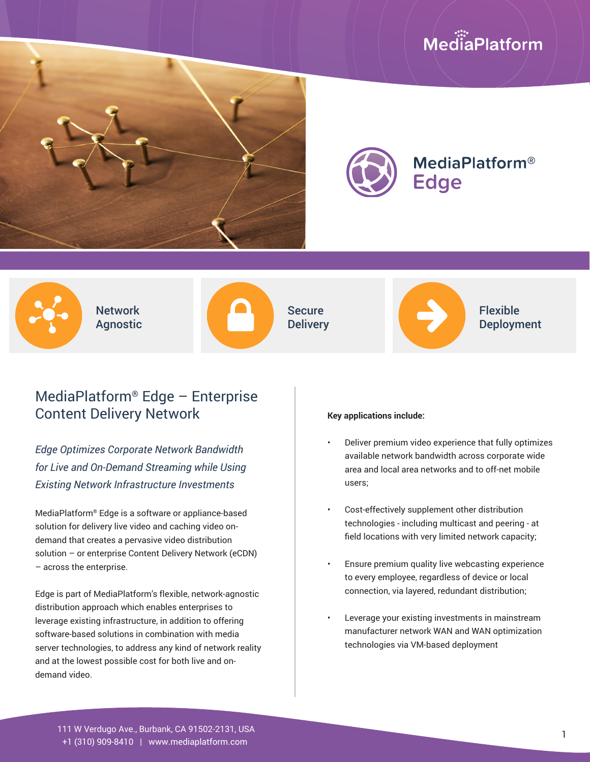MediaPlatform

# MediaPlatform® Edge

**Network Agnostic** | **Secure Delivery** | **Flexible Deployment**

## MediaPlatform® Edge – Enterprise Content Delivery Network

*Edge Optimizes Corporate Network Bandwidth for Live and On-Demand Streaming while Using Existing Network Infrastructure Investments*

MediaPlatform® Edge is a software or appliance-based solution for delivery live video and caching video on-demand that creates a pervasive video distribution solution – or enterprise Content Delivery Network (eCDN) – across the enterprise.

Edge is part of MediaPlatform's flexible, network-agnostic distribution approach which enables enterprises to leverage existing infrastructure, in addition to offering software-based solutions in combination with media server technologies, to address any kind of network reality and at the lowest possible cost for both live and on-demand video.

**Key applications include:**

- Deliver premium video experience that fully optimizes available network bandwidth across corporate wide area and local area networks and to off-net mobile users;
- Cost-effectively supplement other distribution technologies - including multicast and peering - at field locations with very limited network capacity;
- Ensure premium quality live webcasting experience to every employee, regardless of device or local connection, via layered, redundant distribution;
- Leverage your existing investments in mainstream manufacturer network WAN and WAN optimization technologies via VM-based deployment

111 W Verdugo Ave., Burbank, CA 91502-2131, USA
+1 (310) 909-8410 | www.mediaplatform.com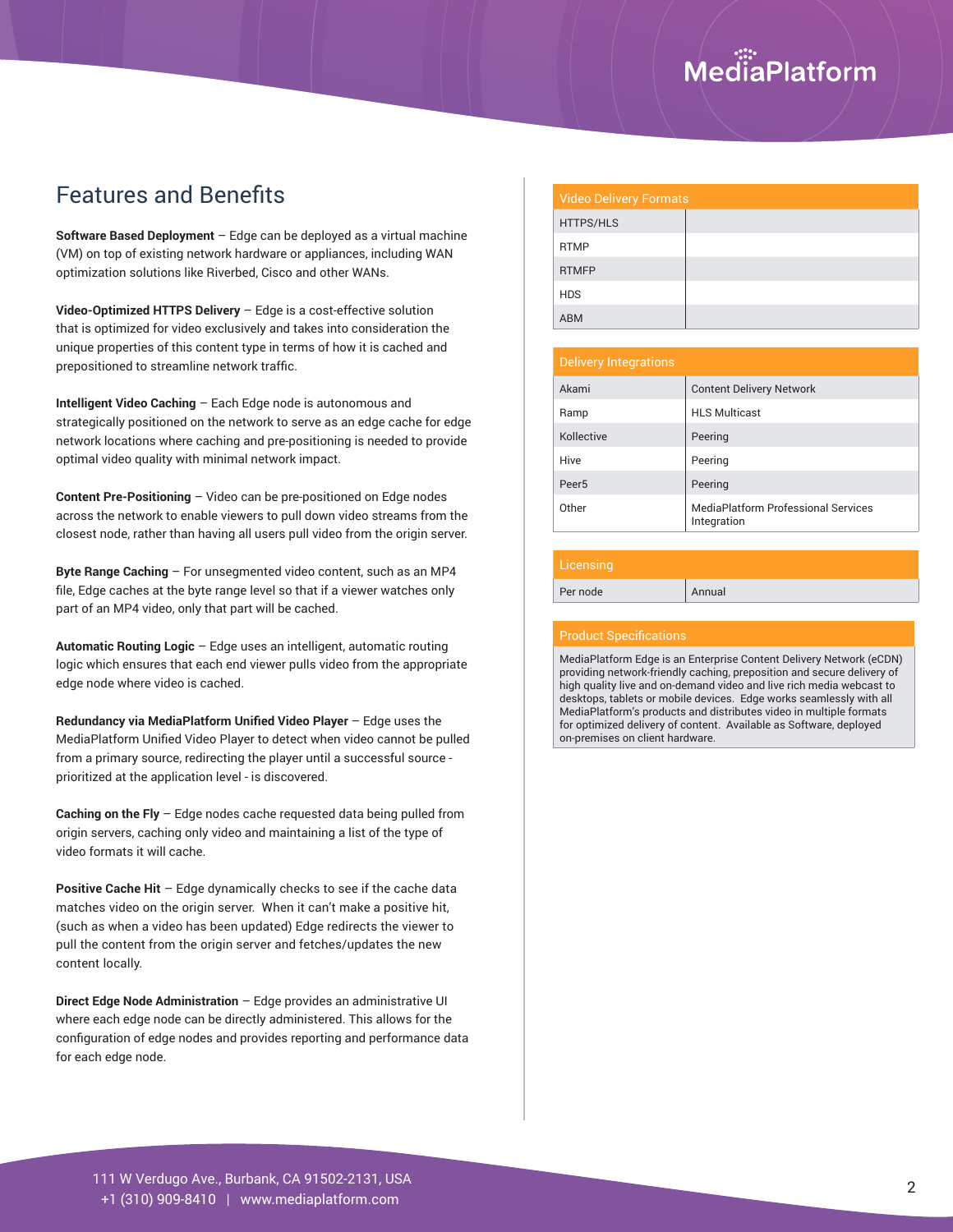# Features and Benefits

**Software Based Deployment** – Edge can be deployed as a virtual machine (VM) on top of existing network hardware or appliances, including WAN optimization solutions like Riverbed, Cisco and other WANs.

**Video-Optimized HTTPS Delivery** – Edge is a cost-effective solution that is optimized for video exclusively and takes into consideration the unique properties of this content type in terms of how it is cached and prepositioned to streamline network traffic.

**Intelligent Video Caching** – Each Edge node is autonomous and strategically positioned on the network to serve as an edge cache for edge network locations where caching and pre-positioning is needed to provide optimal video quality with minimal network impact.

**Content Pre-Positioning** – Video can be pre-positioned on Edge nodes across the network to enable viewers to pull down video streams from the closest node, rather than having all users pull video from the origin server.

**Byte Range Caching** – For unsegmented video content, such as an MP4 file, Edge caches at the byte range level so that if a viewer watches only part of an MP4 video, only that part will be cached.

**Automatic Routing Logic** – Edge uses an intelligent, automatic routing logic which ensures that each end viewer pulls video from the appropriate edge node where video is cached.

**Redundancy via MediaPlatform Unified Video Player** – Edge uses the MediaPlatform Unified Video Player to detect when video cannot be pulled from a primary source, redirecting the player until a successful source - prioritized at the application level - is discovered.

**Caching on the Fly** – Edge nodes cache requested data being pulled from origin servers, caching only video and maintaining a list of the type of video formats it will cache.

**Positive Cache Hit** – Edge dynamically checks to see if the cache data matches video on the origin server. When it can't make a positive hit, (such as when a video has been updated) Edge redirects the viewer to pull the content from the origin server and fetches/updates the new content locally.

**Direct Edge Node Administration** – Edge provides an administrative UI where each edge node can be directly administered. This allows for the configuration of edge nodes and provides reporting and performance data for each edge node.

| Video Delivery Formats | |
|---|---|
| HTTPS/HLS | |
| RTMP | |
| RTMFP | |
| HDS | |
| ABM | |

| Delivery Integrations | |
|---|---|
| Akami | Content Delivery Network |
| Ramp | HLS Multicast |
| Kollective | Peering |
| Hive | Peering |
| Peer5 | Peering |
| Other | MediaPlatform Professional Services Integration |

| Licensing | |
|---|---|
| Per node | Annual |

| Product Specifications |
|---|
| MediaPlatform Edge is an Enterprise Content Delivery Network (eCDN) providing network-friendly caching, preposition and secure delivery of high quality live and on-demand video and live rich media webcast to desktops, tablets or mobile devices. Edge works seamlessly with all MediaPlatform's products and distributes video in multiple formats for optimized delivery of content. Available as Software, deployed on-premises on client hardware. |

111 W Verdugo Ave., Burbank, CA 91502-2131, USA
+1 (310) 909-8410 | www.mediaplatform.com